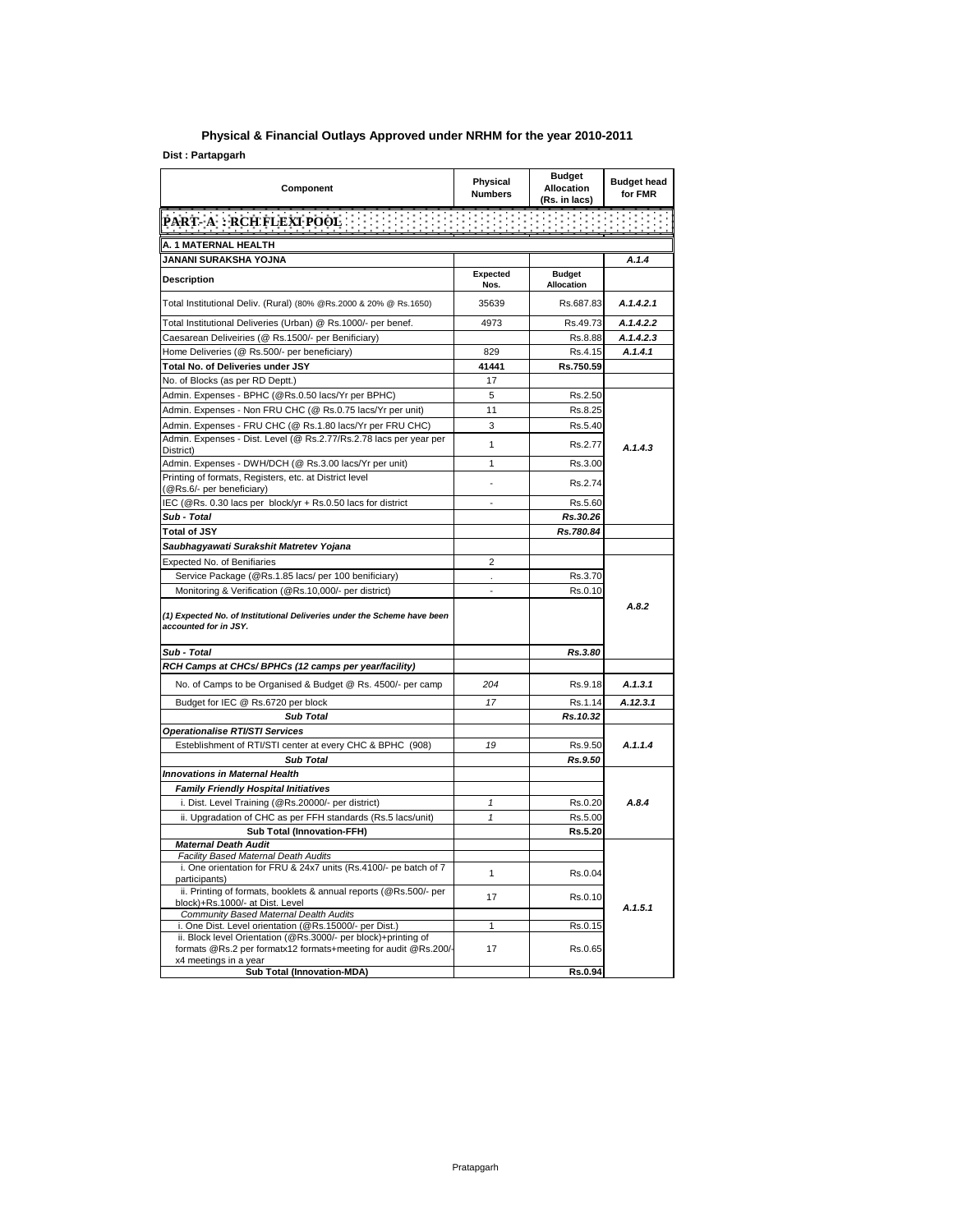## Physical & Financial Outlays Approved under NRHM for the year 2010-2011

**Dist : Partapgarh**

| Component | Physical Numbers | Budget Allocation (Rs. in lacs) | Budget head for FMR |
|---|---|---|---|
| **PART- A : RCH FLEXI POOL** | | | |
| **A. 1 MATERNAL HEALTH** | | | |
| **JANANI SURAKSHA YOJNA** | | | *A.1.4* |
| **Description** | **Expected Nos.** | **Budget Allocation** | |
| Total Institutional Deliv. (Rural) (80% @Rs.2000 & 20% @ Rs.1650) | 35639 | Rs.687.83 | *A.1.4.2.1* |
| Total Institutional Deliveries (Urban) @ Rs.1000/- per benef. | 4973 | Rs.49.73 | *A.1.4.2.2* |
| Caesarean Deliveiries (@ Rs.1500/- per Benificiary) | | Rs.8.88 | *A.1.4.2.3* |
| Home Deliveries (@ Rs.500/- per beneficiary) | 829 | Rs.4.15 | *A.1.4.1* |
| **Total No. of Deliveries under JSY** | **41441** | **Rs.750.59** | |
| No. of Blocks (as per RD Deptt.) | 17 | | |
| Admin. Expenses - BPHC (@Rs.0.50 lacs/Yr per BPHC) | 5 | Rs.2.50 | *A.1.4.3* |
| Admin. Expenses - Non FRU CHC (@ Rs.0.75 lacs/Yr per unit) | 11 | Rs.8.25 | |
| Admin. Expenses - FRU CHC (@ Rs.1.80 lacs/Yr per FRU CHC) | 3 | Rs.5.40 | |
| Admin. Expenses - Dist. Level (@ Rs.2.77/Rs.2.78 lacs per year per District) | 1 | Rs.2.77 | |
| Admin. Expenses - DWH/DCH (@ Rs.3.00 lacs/Yr per unit) | 1 | Rs.3.00 | |
| Printing of formats, Registers, etc. at District level (@Rs.6/- per beneficiary) | - | Rs.2.74 | |
| IEC (@Rs. 0.30 lacs per block/yr + Rs.0.50 lacs for district | - | Rs.5.60 | |
| ***Sub - Total*** | | ***Rs.30.26*** | |
| **Total of JSY** | | ***Rs.780.84*** | |
| ***Saubhagyawati Surakshit Matretev Yojana*** | | | |
| Expected No. of Benifiaries | 2 | | *A.8.2* |
| Service Package (@Rs.1.85 lacs/ per 100 benificiary) | . | Rs.3.70 | |
| Monitoring & Verification (@Rs.10,000/- per district) | - | Rs.0.10 | |
| ***(1) Expected No. of Institutional Deliveries under the Scheme have been accounted for in JSY.*** | | | |
| ***Sub - Total*** | | ***Rs.3.80*** | |
| ***RCH Camps at CHCs/ BPHCs (12 camps per year/facility)*** | | | |
| No. of Camps to be Organised & Budget @ Rs. 4500/- per camp | *204* | Rs.9.18 | *A.1.3.1* |
| Budget for IEC @ Rs.6720 per block | *17* | Rs.1.14 | *A.12.3.1* |
| ***Sub Total*** | | ***Rs.10.32*** | |
| ***Operationalise RTI/STI Services*** | | | |
| Esteblishment of RTI/STI center at every CHC & BPHC (908) | *19* | Rs.9.50 | *A.1.1.4* |
| ***Sub Total*** | | ***Rs.9.50*** | |
| ***Innovations in Maternal Health*** | | | *A.8.4* |
| ***Family Friendly Hospital Initiatives*** | | | |
| i. Dist. Level Training (@Rs.20000/- per district) | *1* | Rs.0.20 | |
| ii. Upgradation of CHC as per FFH standards (Rs.5 lacs/unit) | *1* | Rs.5.00 | |
| **Sub Total (Innovation-FFH)** | | **Rs.5.20** | |
| ***Maternal Death Audit*** | | | *A.1.5.1* |
| *Facility Based Maternal Death Audits* | | | |
| i. One orientation for FRU & 24x7 units (Rs.4100/- pe batch of 7 participants) | 1 | Rs.0.04 | |
| ii. Printing of formats, booklets & annual reports (@Rs.500/- per block)+Rs.1000/- at Dist. Level | 17 | Rs.0.10 | |
| *Community Based Maternal Dealth Audits* | | | |
| i. One Dist. Level orientation (@Rs.15000/- per Dist.) | 1 | Rs.0.15 | |
| ii. Block level Orientation (@Rs.3000/- per block)+printing of formats @Rs.2 per formatx12 formats+meeting for audit @Rs.200/- x4 meetings in a year | 17 | Rs.0.65 | |
| **Sub Total (Innovation-MDA)** | | **Rs.0.94** | |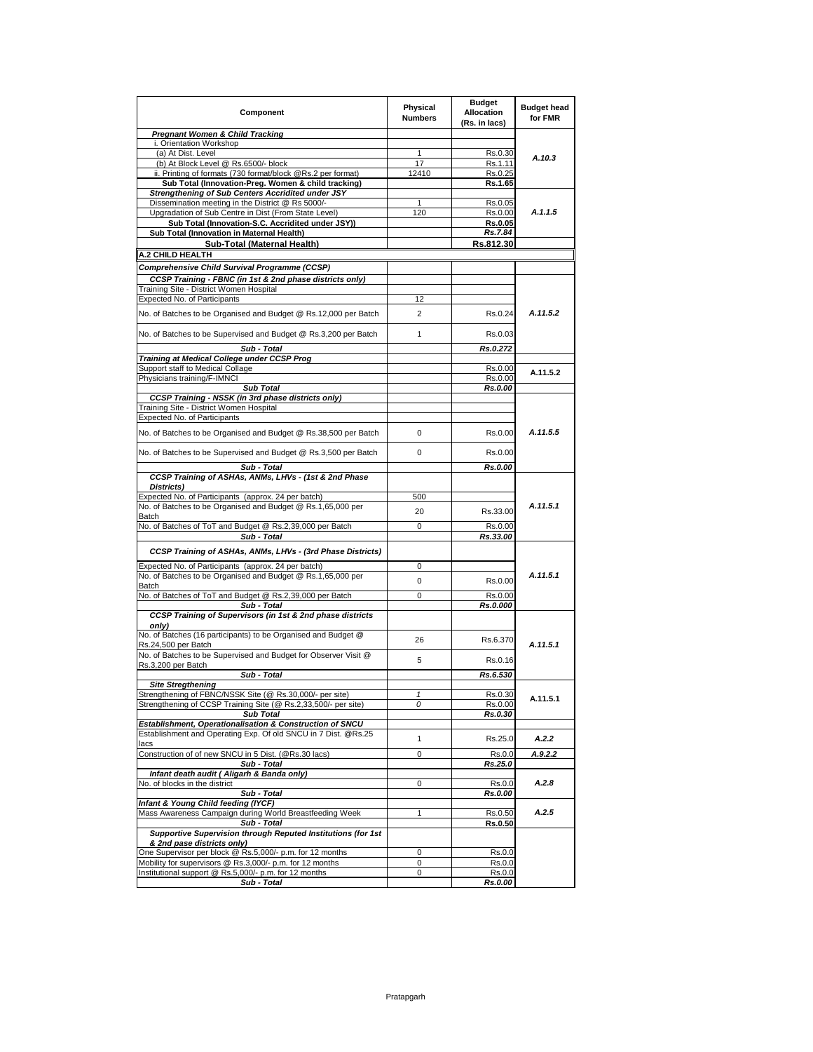| Component | Physical Numbers | Budget Allocation (Rs. in lacs) | Budget head for FMR |
|---|---|---|---|
| ***Pregnant Women & Child Tracking*** | | | |
| i. Orientation Workshop | | | |
| (a) At Dist. Level | 1 | Rs.0.30 | *A.10.3* |
| (b) At Block Level @ Rs.6500/- block | 17 | Rs.1.11 | |
| ii. Printing of formats (730 format/block @Rs.2 per format) | 12410 | Rs.0.25 | |
| **Sub Total (Innovation-Preg. Women & child tracking)** | | **Rs.1.65** | |
| ***Strengthening of Sub Centers Accridited under JSY*** | | | |
| Dissemination meeting in the District @ Rs 5000/- | 1 | Rs.0.05 | *A.1.1.5* |
| Upgradation of Sub Centre in Dist (From State Level) | 120 | Rs.0.00 | |
| **Sub Total (Innovation-S.C. Accridited under JSY))** | | **Rs.0.05** | |
| **Sub Total (Innovation in Maternal Health)** | | ***Rs.7.84*** | |
| **Sub-Total (Maternal Health)** | | **Rs.812.30** | |
| **A.2 CHILD HEALTH** | | | |
| ***Comprehensive Child Survival Programme (CCSP)*** | | | |
| ***CCSP Training - FBNC (in 1st & 2nd phase districts only)*** | | | |
| Training Site - District Women Hospital | | | |
| Expected No. of Participants | 12 | | |
| No. of Batches to be Organised and Budget @ Rs.12,000 per Batch | 2 | Rs.0.24 | *A.11.5.2* |
| No. of Batches to be Supervised and Budget @ Rs.3,200 per Batch | 1 | Rs.0.03 | |
| ***Sub - Total*** | | ***Rs.0.272*** | |
| ***Training at Medical College under CCSP Prog*** | | | |
| Support staff to Medical Collage | | Rs.0.00 | A.11.5.2 |
| Physicians training/F-IMNCI | | Rs.0.00 | |
| ***Sub Total*** | | ***Rs.0.00*** | |
| ***CCSP Training - NSSK (in 3rd phase districts only)*** | | | |
| Training Site - District Women Hospital | | | |
| Expected No. of Participants | | | |
| No. of Batches to be Organised and Budget @ Rs.38,500 per Batch | 0 | Rs.0.00 | *A.11.5.5* |
| No. of Batches to be Supervised and Budget @ Rs.3,500 per Batch | 0 | Rs.0.00 | |
| ***Sub - Total*** | | ***Rs.0.00*** | |
| ***CCSP Training of ASHAs, ANMs, LHVs - (1st & 2nd Phase Districts)*** | | | |
| Expected No. of Participants (approx. 24 per batch) | 500 | | *A.11.5.1* |
| No. of Batches to be Organised and Budget @ Rs.1,65,000 per Batch | 20 | Rs.33.00 | |
| No. of Batches of ToT and Budget @ Rs.2,39,000 per Batch | 0 | Rs.0.00 | |
| ***Sub - Total*** | | ***Rs.33.00*** | |
| ***CCSP Training of ASHAs, ANMs, LHVs - (3rd Phase Districts)*** | | | |
| Expected No. of Participants (approx. 24 per batch) | 0 | | *A.11.5.1* |
| No. of Batches to be Organised and Budget @ Rs.1,65,000 per Batch | 0 | Rs.0.00 | |
| No. of Batches of ToT and Budget @ Rs.2,39,000 per Batch | 0 | Rs.0.00 | |
| ***Sub - Total*** | | ***Rs.0.000*** | |
| ***CCSP Training of Supervisors (in 1st & 2nd phase districts only)*** | | | |
| No. of Batches (16 participants) to be Organised and Budget @ Rs.24,500 per Batch | 26 | Rs.6.370 | *A.11.5.1* |
| No. of Batches to be Supervised and Budget for Observer Visit @ Rs.3,200 per Batch | 5 | Rs.0.16 | |
| ***Sub - Total*** | | ***Rs.6.530*** | |
| ***Site Stregthening*** | | | |
| Strengthening of FBNC/NSSK Site (@ Rs.30,000/- per site) | *1* | Rs.0.30 | A.11.5.1 |
| Strengthening of CCSP Training Site (@ Rs.2,33,500/- per site) | *0* | Rs.0.00 | |
| ***Sub Total*** | | ***Rs.0.30*** | |
| ***Establishment, Operationalisation & Construction of SNCU*** | | | |
| Establishment and Operating Exp. Of old SNCU in 7 Dist. @Rs.25 lacs | 1 | Rs.25.0 | *A.2.2* |
| Construction of of new SNCU in 5 Dist. (@Rs.30 lacs) | 0 | Rs.0.0 | *A.9.2.2* |
| ***Sub - Total*** | | ***Rs.25.0*** | |
| ***Infant death audit ( Aligarh & Banda only)*** | | | |
| No. of blocks in the district | 0 | Rs.0.0 | *A.2.8* |
| ***Sub - Total*** | | ***Rs.0.00*** | |
| ***Infant & Young Child feeding (IYCF)*** | | | |
| Mass Awareness Campaign during World Breastfeeding Week | 1 | Rs.0.50 | *A.2.5* |
| ***Sub - Total*** | | **Rs.0.50** | |
| ***Supportive Supervision through Reputed Institutions (for 1st & 2nd pase districts only)*** | | | |
| One Supervisor per block @ Rs.5,000/- p.m. for 12 months | 0 | Rs.0.0 | |
| Mobility for supervisors @ Rs.3,000/- p.m. for 12 months | 0 | Rs.0.0 | |
| Institutional support @ Rs.5,000/- p.m. for 12 months | 0 | Rs.0.0 | |
| ***Sub - Total*** | | ***Rs.0.00*** | |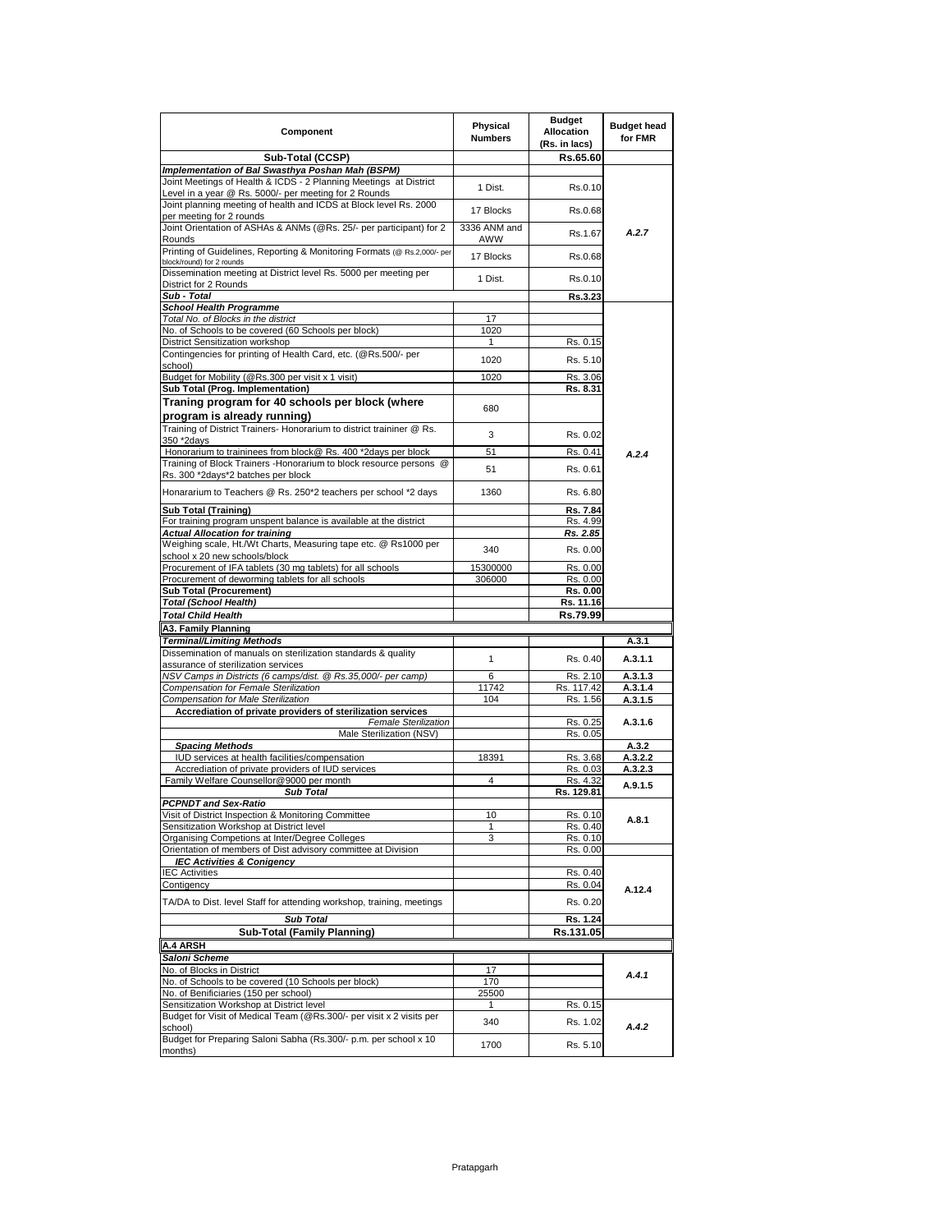| Component | Physical Numbers | Budget Allocation (Rs. in lacs) | Budget head for FMR |
|---|---|---|---|
| **Sub-Total (CCSP)** | | **Rs.65.60** | |
| ***Implementation of Bal Swasthya Poshan Mah (BSPM)*** | | | |
| Joint Meetings of Health & ICDS - 2 Planning Meetings at District Level in a year @ Rs. 5000/- per meeting for 2 Rounds | 1 Dist. | Rs.0.10 | *A.2.7* |
| Joint planning meeting of health and ICDS at Block level Rs. 2000 per meeting for 2 rounds | 17 Blocks | Rs.0.68 | |
| Joint Orientation of ASHAs & ANMs (@Rs. 25/- per participant) for 2 Rounds | 3336 ANM and AWW | Rs.1.67 | |
| Printing of Guidelines, Reporting & Monitoring Formats (@ Rs.2,000/- per block/round) for 2 rounds | 17 Blocks | Rs.0.68 | |
| Dissemination meeting at District level Rs. 5000 per meeting per District for 2 Rounds | 1 Dist. | Rs.0.10 | |
| ***Sub - Total*** | | **Rs.3.23** | |
| ***School Health Programme*** | | | *A.2.4* |
| *Total No. of Blocks in the district* | 17 | | |
| No. of Schools to be covered (60 Schools per block) | 1020 | | |
| District Sensitization workshop | 1 | Rs. 0.15 | |
| Contingencies for printing of Health Card, etc. (@Rs.500/- per school) | 1020 | Rs. 5.10 | |
| Budget for Mobility (@Rs.300 per visit x 1 visit) | 1020 | Rs. 3.06 | |
| **Sub Total (Prog. Implementation)** | | **Rs. 8.31** | |
| **Traning program for 40 schools per block (where program is already running)** | 680 | | |
| Training of District Trainers- Honorarium to district traininer @ Rs. 350 *2days | 3 | Rs. 0.02 | |
| Honorarium to traininees from block@ Rs. 400 *2days per block | 51 | Rs. 0.41 | |
| Training of Block Trainers -Honorarium to block resource persons @ Rs. 300 *2days*2 batches per block | 51 | Rs. 0.61 | |
| Honorarium to Teachers @ Rs. 250*2 teachers per school *2 days | 1360 | Rs. 6.80 | |
| **Sub Total (Training)** | | **Rs. 7.84** | |
| For training program unspent balance is available at the district | | Rs. 4.99 | |
| ***Actual Allocation for training*** | | ***Rs. 2.85*** | |
| Weighing scale, Ht./Wt Charts, Measuring tape etc. @ Rs1000 per school x 20 new schools/block | 340 | Rs. 0.00 | |
| Procurement of IFA tablets (30 mg tablets) for all schools | 15300000 | Rs. 0.00 | |
| Procurement of deworming tablets for all schools | 306000 | Rs. 0.00 | |
| **Sub Total (Procurement)** | | **Rs. 0.00** | |
| ***Total (School Health)*** | | **Rs. 11.16** | |
| ***Total Child Health*** | | **Rs.79.99** | |
| **A3. Family Planning** | | | |
| ***Terminal/Limiting Methods*** | | | **A.3.1** |
| Dissemination of manuals on sterilization standards & quality assurance of sterilization services | 1 | Rs. 0.40 | **A.3.1.1** |
| *NSV Camps in Districts (6 camps/dist. @ Rs.35,000/- per camp)* | 6 | Rs. 2.10 | **A.3.1.3** |
| *Compensation for Female Sterilization* | 11742 | Rs. 117.42 | **A.3.1.4** |
| *Compensation for Male Sterilization* | 104 | Rs. 1.56 | **A.3.1.5** |
| **Accrediation of private providers of sterilization services** | | | **A.3.1.6** |
| *Female Sterilization* | | Rs. 0.25 | |
| Male Sterilization (NSV) | | Rs. 0.05 | |
| ***Spacing Methods*** | | | **A.3.2** |
| IUD services at health facilities/compensation | 18391 | Rs. 3.68 | **A.3.2.2** |
| Accrediation of private providers of IUD services | | Rs. 0.03 | **A.3.2.3** |
| Family Welfare Counsellor@9000 per month | 4 | Rs. 4.32 | **A.9.1.5** |
| ***Sub Total*** | | **Rs. 129.81** | |
| ***PCPNDT and Sex-Ratio*** | | | |
| Visit of District Inspection & Monitoring Committee | 10 | Rs. 0.10 | **A.8.1** |
| Sensitization Workshop at District level | 1 | Rs. 0.40 | |
| Organising Competions at Inter/Degree Colleges | 3 | Rs. 0.10 | |
| Orientation of members of Dist advisory committee at Division | | Rs. 0.00 | |
| ***IEC Activities & Conigency*** | | | **A.12.4** |
| IEC Activities | | Rs. 0.40 | |
| Contigency | | Rs. 0.04 | |
| TA/DA to Dist. level Staff for attending workshop, training, meetings | | Rs. 0.20 | |
| ***Sub Total*** | | **Rs. 1.24** | |
| **Sub-Total (Family Planning)** | | **Rs.131.05** | |
| **A.4 ARSH** | | | |
| ***Saloni Scheme*** | | | *A.4.1* |
| No. of Blocks in District | 17 | | |
| No. of Schools to be covered (10 Schools per block) | 170 | | |
| No. of Benificiaries (150 per school) | 25500 | | |
| Sensitization Workshop at District level | 1 | Rs. 0.15 | *A.4.2* |
| Budget for Visit of Medical Team (@Rs.300/- per visit x 2 visits per school) | 340 | Rs. 1.02 | |
| Budget for Preparing Saloni Sabha (Rs.300/- p.m. per school x 10 months) | 1700 | Rs. 5.10 | |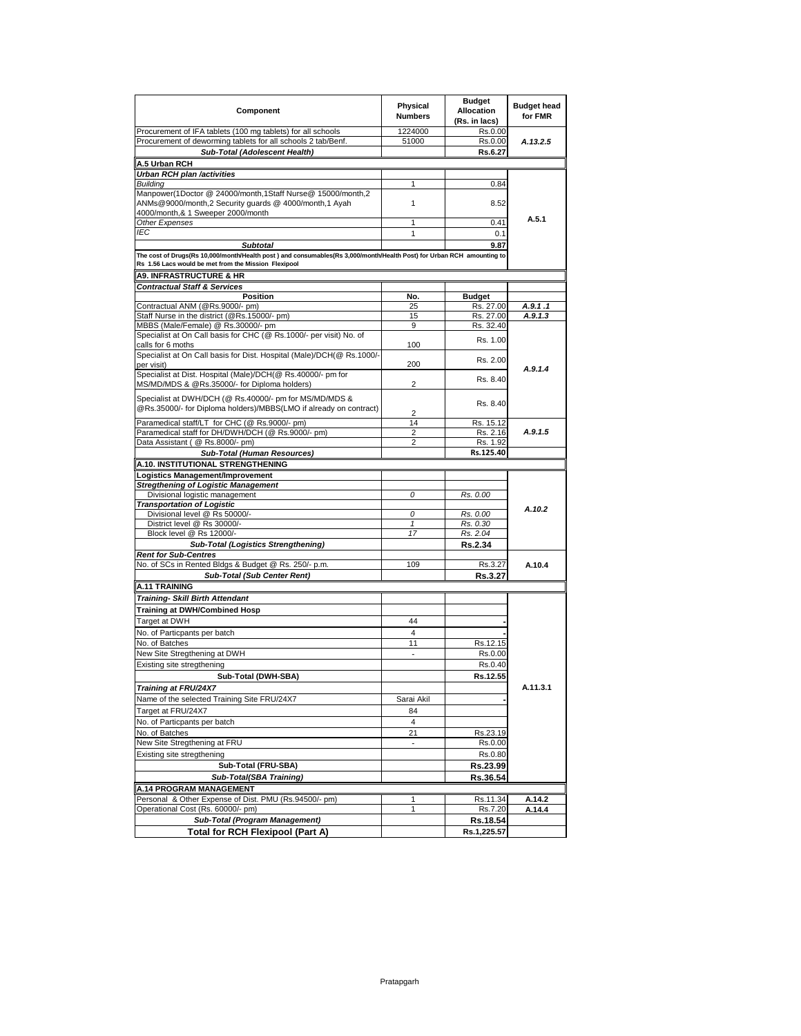| Component | Physical Numbers | Budget Allocation (Rs. in lacs) | Budget head for FMR |
|---|---|---|---|
| Procurement of IFA tablets (100 mg tablets) for all schools | 1224000 | Rs.0.00 | A.13.2.5 |
| Procurement of deworming tablets for all schools 2 tab/Benf. | 51000 | Rs.0.00 | |
| ***Sub-Total (Adolescent Health)*** | | **Rs.6.27** | |
| **A.5 Urban RCH** | | | |
| ***Urban RCH plan /activities*** | | | A.5.1 |
| *Building* | 1 | 0.84 | |
| Manpower(1Doctor @ 24000/month,1Staff Nurse@ 15000/month,2 ANMs@9000/month,2 Security guards @ 4000/month,1 Ayah 4000/month,& 1 Sweeper 2000/month | 1 | 8.52 | |
| *Other Expenses* | 1 | 0.41 | |
| *IEC* | 1 | 0.1 | |
| ***Subtotal*** | | **9.87** | |
| **The cost of Drugs(Rs 10,000/month/Health post ) and consumables(Rs 3,000/month/Health Post) for Urban RCH amounting to Rs 1.56 Lacs would be met from the Mission Flexipool** | | | |
| **A9. INFRASTRUCTURE & HR** | | | |
| ***Contractual Staff & Services*** | | | |
| **Position** | **No.** | **Budget** | |
| Contractual ANM (@Rs.9000/- pm) | 25 | Rs. 27.00 | *A.9.1 .1* |
| Staff Nurse in the district (@Rs.15000/- pm) | 15 | Rs. 27.00 | *A.9.1.3* |
| MBBS (Male/Female) @ Rs.30000/- pm | 9 | Rs. 32.40 | A.9.1.4 |
| Specialist at On Call basis for CHC (@ Rs.1000/- per visit) No. of calls for 6 moths | 100 | Rs. 1.00 | |
| Specialist at On Call basis for Dist. Hospital (Male)/DCH(@ Rs.1000/- per visit) | 200 | Rs. 2.00 | |
| Specialist at Dist. Hospital (Male)/DCH(@ Rs.40000/- pm for MS/MD/MDS & @Rs.35000/- for Diploma holders) | 2 | Rs. 8.40 | |
| Specialist at DWH/DCH (@ Rs.40000/- pm for MS/MD/MDS & @Rs.35000/- for Diploma holders)/MBBS(LMO if already on contract) | 2 | Rs. 8.40 | |
| Paramedical staff/LT for CHC (@ Rs.9000/- pm) | 14 | Rs. 15.12 | *A.9.1.5* |
| Paramedical staff for DH/DWH/DCH (@ Rs.9000/- pm) | 2 | Rs. 2.16 | |
| Data Assistant ( @ Rs.8000/- pm) | 2 | Rs. 1.92 | |
| ***Sub-Total (Human Resources)*** | | **Rs.125.40** | |
| **A.10. INSTITUTIONAL STRENGTHENING** | | | |
| **Logistics Management/Improvement** | | | A.10.2 |
| ***Stregthening of Logistic Management*** | | | |
| Divisional logistic management | *0* | *Rs. 0.00* | |
| ***Transportation of Logistic*** | | | |
| Divisional level @ Rs 50000/- | *0* | *Rs. 0.00* | |
| District level @ Rs 30000/- | *1* | *Rs. 0.30* | |
| Block level @ Rs 12000/- | *17* | *Rs. 2.04* | |
| ***Sub-Total (Logistics Strengthening)*** | | **Rs.2.34** | |
| ***Rent for Sub-Centres*** | | | |
| No. of SCs in Rented Bldgs & Budget @ Rs. 250/- p.m. | 109 | Rs.3.27 | A.10.4 |
| ***Sub-Total (Sub Center Rent)*** | | **Rs.3.27** | |
| **A.11 TRAINING** | | | |
| ***Training- Skill Birth Attendant*** | | | A.11.3.1 |
| **Training at DWH/Combined Hosp** | | | |
| Target at DWH | 44 | - | |
| No. of Particpants per batch | 4 | - | |
| No. of Batches | 11 | Rs.12.15 | |
| New Site Stregthening at DWH | - | Rs.0.00 | |
| Existing site stregthening | | Rs.0.40 | |
| **Sub-Total (DWH-SBA)** | | **Rs.12.55** | |
| ***Training at FRU/24X7*** | | | |
| Name of the selected Training Site FRU/24X7 | Sarai Akil | - | |
| Target at FRU/24X7 | 84 | | |
| No. of Particpants per batch | 4 | | |
| No. of Batches | 21 | Rs.23.19 | |
| New Site Stregthening at FRU | - | Rs.0.00 | |
| Existing site stregthening | | Rs.0.80 | |
| **Sub-Total (FRU-SBA)** | | **Rs.23.99** | |
| ***Sub-Total(SBA Training)*** | | **Rs.36.54** | |
| **A.14 PROGRAM MANAGEMENT** | | | |
| Personal & Other Expense of Dist. PMU (Rs.94500/- pm) | 1 | Rs.11.34 | A.14.2 |
| Operational Cost (Rs. 60000/- pm) | 1 | Rs.7.20 | A.14.4 |
| ***Sub-Total (Program Management)*** | | **Rs.18.54** | |
| **Total for RCH Flexipool (Part A)** | | **Rs.1,225.57** | |

Pratapgarh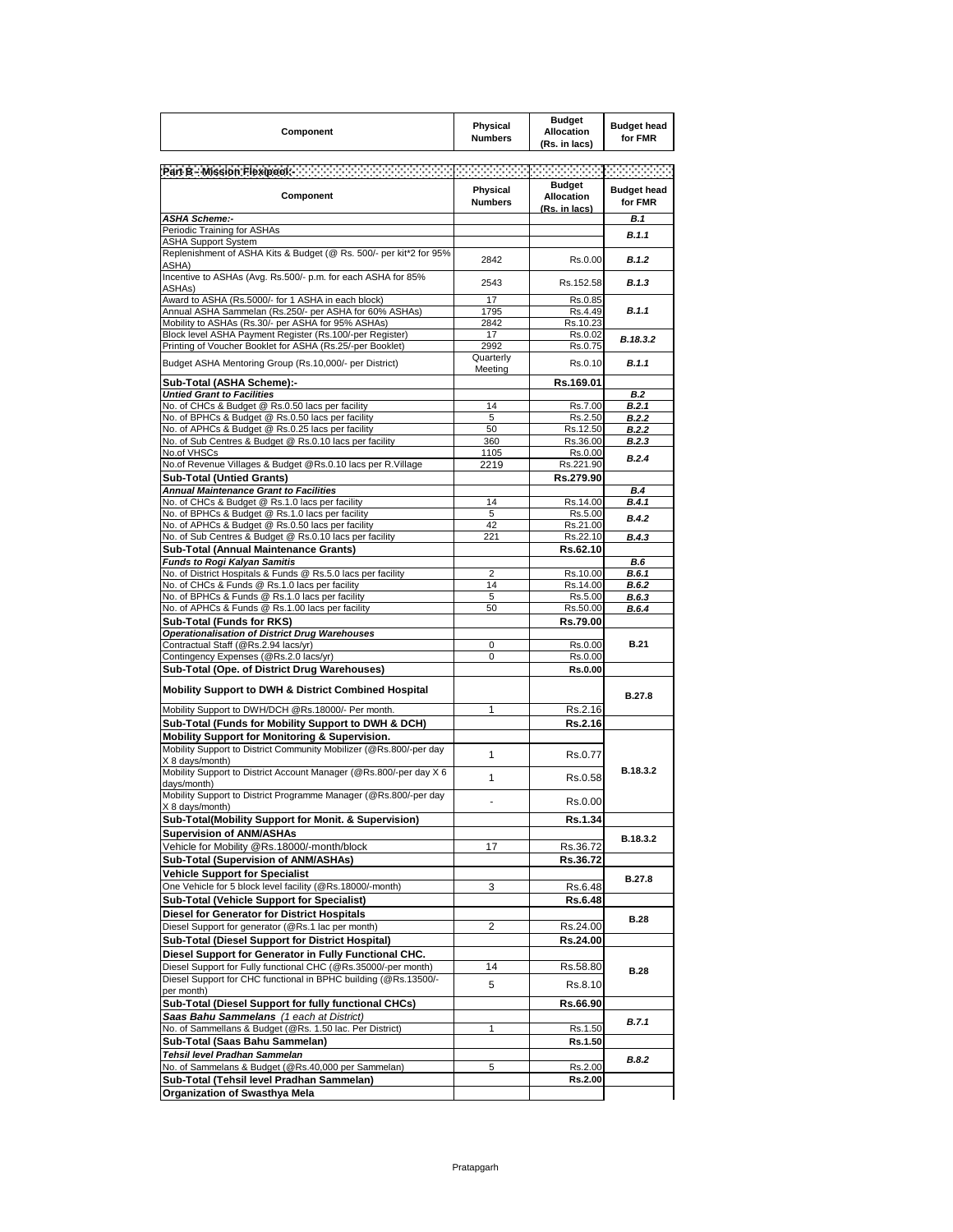| Component | Physical Numbers | Budget Allocation (Rs. in lacs) | Budget head for FMR |
|---|---|---|---|

**Part B - Mission Flexipool:-**

| Component | Physical Numbers | Budget Allocation (Rs. in lacs) | Budget head for FMR |
|---|---|---|---|
| *ASHA Scheme:-* | | | *B.1* |
| Periodic Training for ASHAs | | | *B.1.1* |
| ASHA Support System | | | |
| Replenishment of ASHA Kits & Budget (@ Rs. 500/- per kit*2 for 95% ASHA) | 2842 | Rs.0.00 | *B.1.2* |
| Incentive to ASHAs (Avg. Rs.500/- p.m. for each ASHA for 85% ASHAs) | 2543 | Rs.152.58 | *B.1.3* |
| Award to ASHA (Rs.5000/- for 1 ASHA in each block) | 17 | Rs.0.85 | *B.1.1* |
| Annual ASHA Sammelan (Rs.250/- per ASHA for 60% ASHAs) | 1795 | Rs.4.49 | |
| Mobility to ASHAs (Rs.30/- per ASHA for 95% ASHAs) | 2842 | Rs.10.23 | |
| Block level ASHA Payment Register (Rs.100/-per Register) | 17 | Rs.0.02 | *B.18.3.2* |
| Printing of Voucher Booklet for ASHA (Rs.25/-per Booklet) | 2992 | Rs.0.75 | |
| Budget ASHA Mentoring Group (Rs.10,000/- per District) | Quarterly Meeting | Rs.0.10 | *B.1.1* |
| **Sub-Total (ASHA Scheme):-** | | **Rs.169.01** | |
| *Untied Grant to Facilities* | | | *B.2* |
| No. of CHCs & Budget @ Rs.0.50 lacs per facility | 14 | Rs.7.00 | *B.2.1* |
| No. of BPHCs & Budget @ Rs.0.50 lacs per facility | 5 | Rs.2.50 | *B.2.2* |
| No. of APHCs & Budget @ Rs.0.25 lacs per facility | 50 | Rs.12.50 | *B.2.2* |
| No. of Sub Centres & Budget @ Rs.0.10 lacs per facility | 360 | Rs.36.00 | *B.2.3* |
| No.of VHSCs | 1105 | Rs.0.00 | *B.2.4* |
| No.of Revenue Villages & Budget @Rs.0.10 lacs per R.Village | 2219 | Rs.221.90 | |
| **Sub-Total (Untied Grants)** | | **Rs.279.90** | |
| *Annual Maintenance Grant to Facilities* | | | *B.4* |
| No. of CHCs & Budget @ Rs.1.0 lacs per facility | 14 | Rs.14.00 | *B.4.1* |
| No. of BPHCs & Budget @ Rs.1.0 lacs per facility | 5 | Rs.5.00 | *B.4.2* |
| No. of APHCs & Budget @ Rs.0.50 lacs per facility | 42 | Rs.21.00 | |
| No. of Sub Centres & Budget @ Rs.0.10 lacs per facility | 221 | Rs.22.10 | *B.4.3* |
| **Sub-Total (Annual Maintenance Grants)** | | **Rs.62.10** | |
| *Funds to Rogi Kalyan Samitis* | | | *B.6* |
| No. of District Hospitals & Funds @ Rs.5.0 lacs per facility | 2 | Rs.10.00 | *B.6.1* |
| No. of CHCs & Funds @ Rs.1.0 lacs per facility | 14 | Rs.14.00 | *B.6.2* |
| No. of BPHCs & Funds @ Rs.1.0 lacs per facility | 5 | Rs.5.00 | *B.6.3* |
| No. of APHCs & Funds @ Rs.1.00 lacs per facility | 50 | Rs.50.00 | *B.6.4* |
| **Sub-Total (Funds for RKS)** | | **Rs.79.00** | |
| *Operationalisation of District Drug Warehouses* | | | **B.21** |
| Contractual Staff (@Rs.2.94 lacs/yr) | 0 | Rs.0.00 | |
| Contingency Expenses (@Rs.2.0 lacs/yr) | 0 | Rs.0.00 | |
| **Sub-Total (Ope. of District Drug Warehouses)** | | **Rs.0.00** | |
| **Mobility Support to DWH & District Combined Hospital** | | | **B.27.8** |
| Mobility Support to DWH/DCH @Rs.18000/- Per month. | 1 | Rs.2.16 | |
| **Sub-Total (Funds for Mobility Support to DWH & DCH)** | | **Rs.2.16** | |
| **Mobility Support for Monitoring & Supervision.** | | | **B.18.3.2** |
| Mobility Support to District Community Mobilizer (@Rs.800/-per day X 8 days/month) | 1 | Rs.0.77 | |
| Mobility Support to District Account Manager (@Rs.800/-per day X 6 days/month) | 1 | Rs.0.58 | |
| Mobility Support to District Programme Manager (@Rs.800/-per day X 8 days/month) | - | Rs.0.00 | |
| **Sub-Total(Mobility Support for Monit. & Supervision)** | | **Rs.1.34** | |
| **Supervision of ANM/ASHAs** | | | **B.18.3.2** |
| Vehicle for Mobility @Rs.18000/-month/block | 17 | Rs.36.72 | |
| **Sub-Total (Supervision of ANM/ASHAs)** | | **Rs.36.72** | |
| **Vehicle Support for Specialist** | | | **B.27.8** |
| One Vehicle for 5 block level facility (@Rs.18000/-month) | 3 | Rs.6.48 | |
| **Sub-Total (Vehicle Support for Specialist)** | | **Rs.6.48** | |
| **Diesel for Generator for District Hospitals** | | | **B.28** |
| Diesel Support for generator (@Rs.1 lac per month) | 2 | Rs.24.00 | |
| **Sub-Total (Diesel Support for District Hospital)** | | **Rs.24.00** | |
| **Diesel Support for Generator in Fully Functional CHC.** | | | **B.28** |
| Diesel Support for Fully functional CHC (@Rs.35000/-per month) | 14 | Rs.58.80 | |
| Diesel Support for CHC functional in BPHC building (@Rs.13500/- per month) | 5 | Rs.8.10 | |
| **Sub-Total (Diesel Support for fully functional CHCs)** | | **Rs.66.90** | |
| ***Saas Bahu Sammelans*** *(1 each at District)* | | | *B.7.1* |
| No. of Sammellans & Budget (@Rs. 1.50 lac. Per District) | 1 | Rs.1.50 | |
| **Sub-Total (Saas Bahu Sammelan)** | | **Rs.1.50** | |
| ***Tehsil level Pradhan Sammelan*** | | | *B.8.2* |
| No. of Sammelans & Budget (@Rs.40,000 per Sammelan) | 5 | Rs.2.00 | |
| **Sub-Total (Tehsil level Pradhan Sammelan)** | | **Rs.2.00** | |
| **Organization of Swasthya Mela** | | | |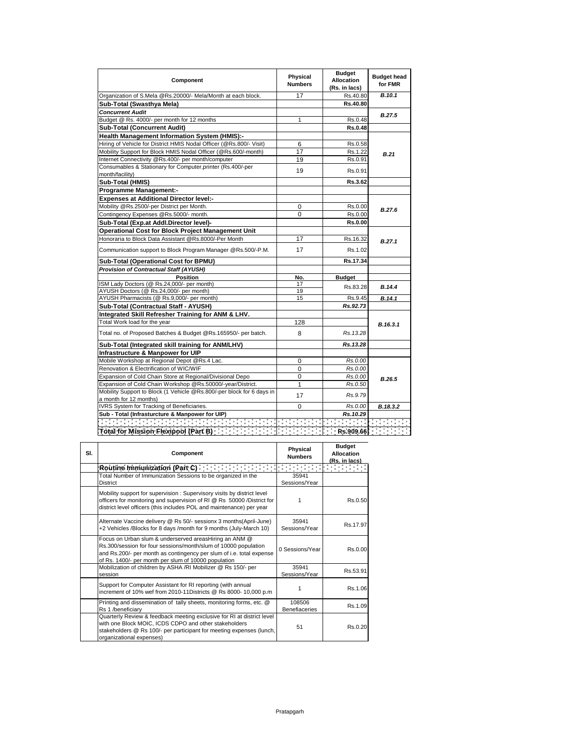| Component | Physical Numbers | Budget Allocation (Rs. in lacs) | Budget head for FMR |
|---|---|---|---|
| Organization of S.Mela @Rs.20000/- Mela/Month at each block. | 17 | Rs.40.80 | ***B.10.1*** |
| **Sub-Total (Swasthya Mela)** | | **Rs.40.80** | |
| ***Concurrent Audit*** | | | ***B.27.5*** |
| Budget @ Rs. 4000/- per month for 12 months | 1 | Rs.0.48 | |
| **Sub-Total (Concurrent Audit)** | | **Rs.0.48** | |
| **Health Management Information System (HMIS):-** | | | ***B.21*** |
| Hiring of Vehicle for District HMIS Nodal Officer (@Rs.800/- Visit) | 6 | Rs.0.58 | |
| Mobility Support for Block HMIS Nodal Officer (@Rs.600/-month) | 17 | Rs.1.22 | |
| Internet Connectivity @Rs.400/- per month/computer | 19 | Rs.0.91 | |
| Consumables & Stationary for Computer,printer (Rs.400/-per month/facility) | 19 | Rs.0.91 | |
| **Sub-Total (HMIS)** | | **Rs.3.62** | |
| **Programme Management:-** | | | |
| **Expenses at Additional Director level:-** | | | ***B.27.6*** |
| Mobility @Rs.2500/-per District per Month. | 0 | Rs.0.00 | |
| Contingency Expenses @Rs.5000/- month. | 0 | Rs.0.00 | |
| **Sub-Total (Exp.at Addl.Director level)-** | | **Rs.0.00** | |
| **Operational Cost for Block Project Management Unit** | | | ***B.27.1*** |
| Honoraria to Block Data Assistant @Rs.8000/-Per Month | 17 | Rs.16.32 | |
| Communication support to Block Program Manager @Rs.500/-P.M. | 17 | Rs.1.02 | |
| **Sub-Total (Operational Cost for BPMU)** | | **Rs.17.34** | |
| ***Provision of Contractual Staff (AYUSH)*** | | | |
| **Position** | **No.** | **Budget** | |
| ISM Lady Doctors (@ Rs.24,000/- per month) | 17 | Rs.83.28 | ***B.14.4*** |
| AYUSH Doctors (@ Rs.24,000/- per month) | 19 | | |
| AYUSH Pharmacists (@ Rs.9,000/- per month) | 15 | Rs.9.45 | ***B.14.1*** |
| **Sub-Total (Contractual Staff - AYUSH)** | | ***Rs.92.73*** | |
| **Integrated Skill Refresher Training for ANM & LHV.** | | | ***B.16.3.1*** |
| Total Work load for the year | 128 | | |
| Total no. of Proposed Batches & Budget @Rs.165950/- per batch. | 8 | *Rs.13.28* | |
| **Sub-Total (Integrated skill training for ANM/LHV)** | | ***Rs.13.28*** | |
| **Infrastructure & Manpower for UIP** | | | |
| Mobile Workshop at Regional Depot @Rs.4 Lac. | 0 | *Rs.0.00* | ***B.26.5*** |
| Renovation & Electrification of WIC/WIF | 0 | *Rs.0.00* | |
| Expansion of Cold Chain Store at Regional/Divisional Depo | 0 | *Rs.0.00* | |
| Expansion of Cold Chain Workshop @Rs.50000/-year/District. | 1 | *Rs.0.50* | |
| Mobility Support to Block (1 Vehicle @Rs.800/-per block for 6 days in a month for 12 months) | 17 | *Rs.9.79* | |
| IVRS System for Tracking of Beneficiaries. | 0 | *Rs.0.00* | ***B.18.3.2*** |
| **Sub - Total (Infrasturcture & Manpower for UIP)** | | ***Rs.10.29*** | |
| **Total for Mission Flexipool (Part B)** | | **Rs.909.66** | |

| Sl. | Component | Physical Numbers | Budget Allocation (Rs. in lacs) |
|---|---|---|---|
| | **Routine Immunization (Part C)** | | |
| | Total Number of Immunization Sessions to be organized in the District | 35941 Sessions/Year | |
| | Mobility support for supervision : Supervisory visits by district level officers for monitoring and supervision of RI @ Rs 50000 /District for district level officers (this includes POL and maintenance) per year | 1 | Rs.0.50 |
| | Alternate Vaccine delivery @ Rs 50/- sessionx 3 months(April-June) +2 Vehicles /Blocks for 8 days /month for 9 months (July-March 10) | 35941 Sessions/Year | Rs.17.97 |
| | Focus on Urban slum & underserved areasHiring an ANM @ Rs.300/session for four sessions/month/slum of 10000 population and Rs.200/- per month as contingency per slum of i.e. total expense of Rs. 1400/- per month per slum of 10000 population | 0 Sessions/Year | Rs.0.00 |
| | Mobilization of children by ASHA /RI Mobilizer @ Rs 150/- per session | 35941 Sessions/Year | Rs.53.91 |
| | Support for Computer Assistant for RI reporting (with annual increment of 10% wef from 2010-11Districts @ Rs 8000- 10,000 p.m | 1 | Rs.1.06 |
| | Printing and dissemination of tally sheets, monitoring forms, etc. @ Rs 1 /beneficiary | 108506 Benefiaceries | Rs.1.09 |
| | Quarterly Review & feedback meeting exclusive for RI at district level with one Block MOIC, ICDS CDPO and other stakeholders stakeholders @ Rs 100/- per participant for meeting expenses (lunch, organizational expenses) | 51 | Rs.0.20 |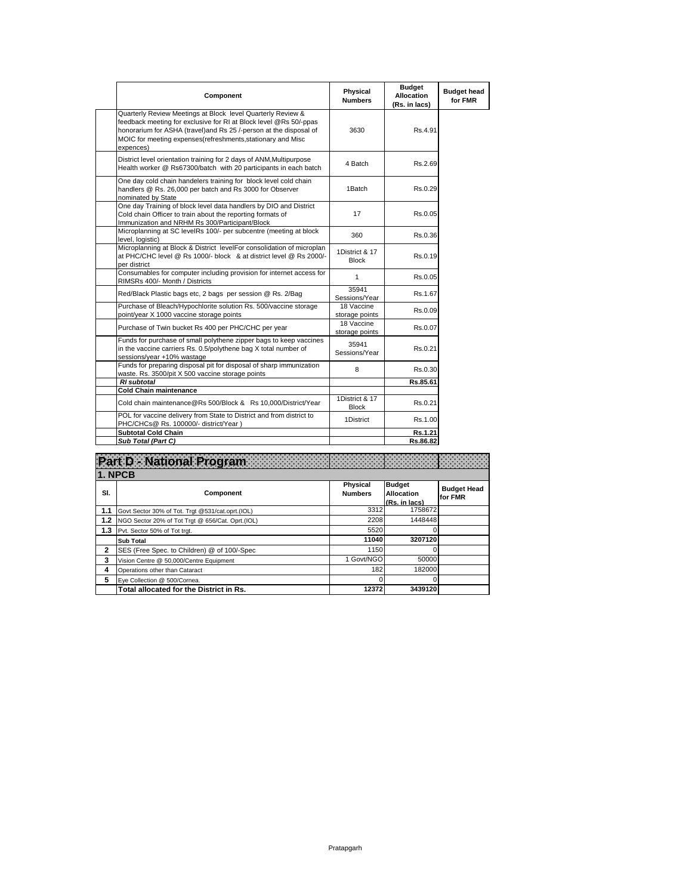| | Component | Physical Numbers | Budget Allocation (Rs. in lacs) | Budget head for FMR |
|---|---|---|---|---|
| | Quarterly Review Meetings at Block level Quarterly Review & feedback meeting for exclusive for RI at Block level @Rs 50/-ppas honorarium for ASHA (travel)and Rs 25 /-person at the disposal of MOIC for meeting expenses(refreshments,stationary and Misc expences) | 3630 | Rs.4.91 | |
| | District level orientation training for 2 days of ANM,Multipurpose Health worker @ Rs67300/batch with 20 participants in each batch | 4 Batch | Rs.2.69 | |
| | One day cold chain handelers training for block level cold chain handlers @ Rs. 26,000 per batch and Rs 3000 for Observer nominated by State | 1Batch | Rs.0.29 | |
| | One day Training of block level data handlers by DIO and District Cold chain Officer to train about the reporting formats of Immunization and NRHM Rs 300/Participant/Block | 17 | Rs.0.05 | |
| | Microplanning at SC levelRs 100/- per subcentre (meeting at block level, logistic) | 360 | Rs.0.36 | |
| | Microplanning at Block & District levelFor consolidation of microplan at PHC/CHC level @ Rs 1000/- block & at district level @ Rs 2000/- per district | 1District & 17 Block | Rs.0.19 | |
| | Consumables for computer including provision for internet access for RIMSRs 400/- Month / Districts | 1 | Rs.0.05 | |
| | Red/Black Plastic bags etc, 2 bags per session @ Rs. 2/Bag | 35941 Sessions/Year | Rs.1.67 | |
| | Purchase of Bleach/Hypochlorite solution Rs. 500/vaccine storage point/year X 1000 vaccine storage points | 18 Vaccine storage points | Rs.0.09 | |
| | Purchase of Twin bucket Rs 400 per PHC/CHC per year | 18 Vaccine storage points | Rs.0.07 | |
| | Funds for purchase of small polythene zipper bags to keep vaccines in the vaccine carriers Rs. 0.5/polythene bag X total number of sessions/year +10% wastage | 35941 Sessions/Year | Rs.0.21 | |
| | Funds for preparing disposal pit for disposal of sharp immunization waste. Rs. 3500/pit X 500 vaccine storage points | 8 | Rs.0.30 | |
| | ***RI subtotal*** | | **Rs.85.61** | |
| | **Cold Chain maintenance** | | | |
| | Cold chain maintenance@Rs 500/Block & Rs 10,000/District/Year | 1District & 17 Block | Rs.0.21 | |
| | POL for vaccine delivery from State to District and from district to PHC/CHCs@ Rs. 100000/- district/Year ) | 1District | Rs.1.00 | |
| | **Subtotal Cold Chain** | | **Rs.1.21** | |
| | ***Sub Total (Part C)*** | | **Rs.86.82** | |

## Part D - National Program

### 1. NPCB

| Sl. | Component | Physical Numbers | Budget Allocation (Rs. in lacs) | Budget Head for FMR |
|---|---|---|---|---|
| **1.1** | Govt Sector 30% of Tot. Trgt @531/cat.oprt.(IOL) | 3312 | 1758672 | |
| **1.2** | NGO Sector 20% of Tot Trgt @ 656/Cat. Oprt.(IOL) | 2208 | 1448448 | |
| **1.3** | Pvt. Sector 50% of Tot trgt. | 5520 | 0 | |
| | **Sub Total** | **11040** | **3207120** | |
| **2** | SES (Free Spec. to Children) @ of 100/-Spec | 1150 | 0 | |
| **3** | Vision Centre @ 50,000/Centre Equipment | 1 Govt/NGO | 50000 | |
| **4** | Operations other than Cataract | 182 | 182000 | |
| **5** | Eye Collection @ 500/Cornea. | 0 | 0 | |
| | **Total allocated for the District in Rs.** | **12372** | **3439120** | |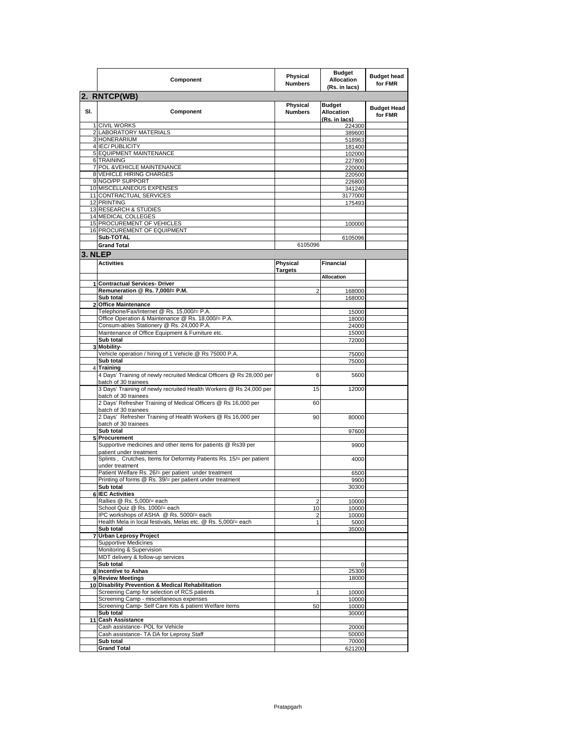| | Component | Physical Numbers | Budget Allocation (Rs. in lacs) | Budget head for FMR |
|---|---|---|---|---|

## 2. RNTCP(WB)

| Sl. | Component | Physical Numbers | Budget Allocation (Rs. in lacs) | Budget Head for FMR |
|---|---|---|---|---|
| 1 | CIVIL WORKS | | 224300 | |
| 2 | LABORATORY MATERIALS | | 389600 | |
| 3 | HONERARIUM | | 518963 | |
| 4 | IEC/ PUBLICITY | | 181400 | |
| 5 | EQUIPMENT MAINTENANCE | | 102000 | |
| 6 | TRAINING | | 227800 | |
| 7 | POL &VEHICLE MAINTENANCE | | 220000 | |
| 8 | VEHICLE HIRING CHARGES | | 220500 | |
| 9 | NGO/PP SUPPORT | | 226800 | |
| 10 | MISCELLANEOUS EXPENSES | | 341240 | |
| 11 | CONTRACTUAL SERVICES | | 3177000 | |
| 12 | PRINTING | | 175493 | |
| 13 | RESEARCH & STUDIES | | | |
| 14 | MEDICAL COLLEGES | | | |
| 15 | PROCUREMENT OF VEHICLES | | 100000 | |
| 16 | PROCUREMENT OF EQUIPMENT | | | |
| | **Sub-TOTAL** | | 6105096 | |
| | **Grand Total** | 6105096 | | |

## 3. NLEP

| | Activities | Physical Targets | Financial | |
|---|---|---|---|---|
| | | | **Allocation** | |
| **1** | **Contractual Services- Driver** | | | |
| | **Remuneration @ Rs. 7,000/= P.M.** | 2 | 168000 | |
| | **Sub total** | | 168000 | |
| **2** | **Office Maintenance** | | | |
| | Telephone/Fax/Internet @ Rs. 15,000/= P.A. | | 15000 | |
| | Office Operation & Maintenance @ Rs. 18,000/= P.A. | | 18000 | |
| | Consum-ables Stationery @ Rs. 24,000 P.A. | | 24000 | |
| | Maintenance of Office Equipment & Furniture etc. | | 15000 | |
| | **Sub total** | | 72000 | |
| **3** | **Mobility-** | | | |
| | Vehicle operation / hiring of 1 Vehicle @ Rs 75000 P.A. | | 75000 | |
| | **Sub total** | | 75000 | |
| 4 | **Training** | | | |
| | 4 Days' Training of newly recruited Medical Officers @ Rs 28,000 per batch of 30 trainees | 6 | 5600 | |
| | 3 Days' Training of newly recruited Health Workers @ Rs 24,000 per batch of 30 trainees | 15 | 12000 | |
| | 2 Days' Refresher Training of Medical Officers @ Rs 16,000 per batch of 30 trainees | 60 | | |
| | 2 Days' Refresher Training of Health Workers @ Rs 16,000 per batch of 30 trainees | 90 | 80000 | |
| | **Sub total** | | 97600 | |
| **5** | **Procurement** | | | |
| | Supportive medicines and other items for patients @ Rs39 per patient under treatment | | 9900 | |
| | Splints , Crutches, Items for Deformity Patients Rs. 15/= per patient under treatment | | 4000 | |
| | Patient Welfare Rs. 26/= per patient under treatment | | 6500 | |
| | Printing of forms @ Rs. 39/= per patient under treatment | | 9900 | |
| | **Sub total** | | 30300 | |
| **6** | **IEC Activities** | | | |
| | Rallies @ Rs. 5,000/= each | 2 | 10000 | |
| | School Quiz @ Rs. 1000/= each | 10 | 10000 | |
| | IPC workshops of ASHA @ Rs. 5000/= each | 2 | 10000 | |
| | Health Mela in local festivals, Melas etc. @ Rs. 5,000/= each | 1 | 5000 | |
| | **Sub total** | | 35000 | |
| **7** | **Urban Leprosy Project** | | | |
| | Supportive Medicines | | | |
| | Monitoring & Supervision | | | |
| | MDT delivery & follow-up services | | | |
| | **Sub total** | | 0 | |
| **8** | **Incentive to Ashas** | | 25300 | |
| **9** | **Review Meetings** | | 18000 | |
| **10** | **Disability Prevention & Medical Rehabilitation** | | | |
| | Screening Camp for selection of RCS patients | 1 | 10000 | |
| | Screening Camp - miscellaneous expenses | | 10000 | |
| | Screening Camp- Self Care Kits & patient Welfare items | 50 | 10000 | |
| | **Sub total** | | 30000 | |
| **11** | **Cash Assistance** | | | |
| | Cash assistance- POL for Vehicle | | 20000 | |
| | Cash assistance- TA DA for Leprosy Staff | | 50000 | |
| | **Sub total** | | 70000 | |
| | **Grand Total** | | 621200 | |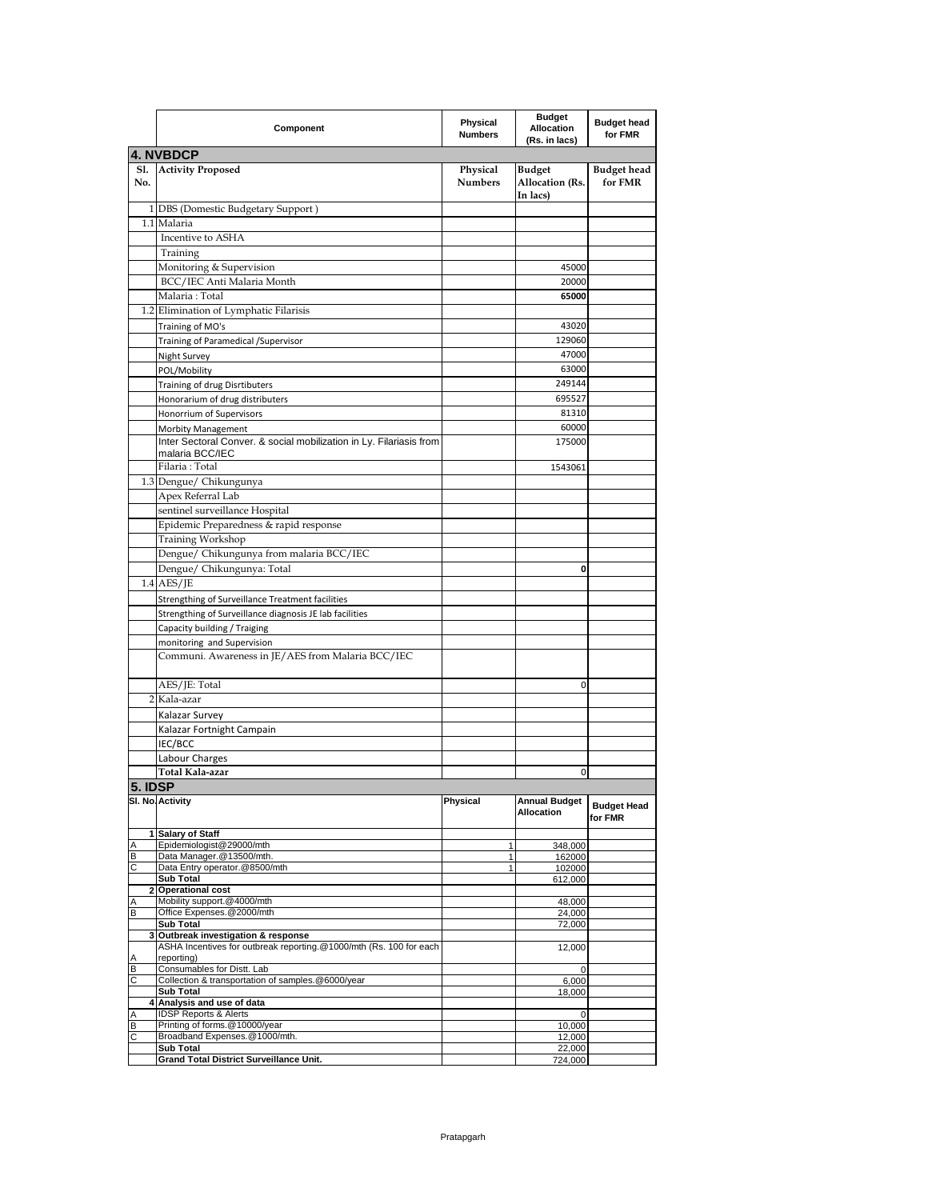| | Component | Physical Numbers | Budget Allocation (Rs. in lacs) | Budget head for FMR |
|---|---|---|---|---|
| **4. NVBDCP** | | | | |
| **Sl. No.** | **Activity Proposed** | **Physical Numbers** | **Budget Allocation (Rs. In lacs)** | **Budget head for FMR** |
| 1 | DBS (Domestic Budgetary Support ) | | | |
| 1.1 | Malaria | | | |
| | Incentive to ASHA | | | |
| | Training | | | |
| | Monitoring & Supervision | | 45000 | |
| | BCC/IEC Anti Malaria Month | | 20000 | |
| | Malaria : Total | | **65000** | |
| 1.2 | Elimination of Lymphatic Filarisis | | | |
| | Training of MO's | | 43020 | |
| | Training of Paramedical /Supervisor | | 129060 | |
| | Night Survey | | 47000 | |
| | POL/Mobility | | 63000 | |
| | Training of drug Disrtibuters | | 249144 | |
| | Honorarium of drug distributers | | 695527 | |
| | Honorrium of Supervisors | | 81310 | |
| | Morbity Management | | 60000 | |
| | Inter Sectoral Conver. & social mobilization in Ly. Filariasis from malaria BCC/IEC | | 175000 | |
| | Filaria : Total | | 1543061 | |
| 1.3 | Dengue/ Chikungunya | | | |
| | Apex Referral Lab | | | |
| | sentinel surveillance Hospital | | | |
| | Epidemic Preparedness & rapid response | | | |
| | Training Workshop | | | |
| | Dengue/ Chikungunya from malaria BCC/IEC | | | |
| | Dengue/ Chikungunya: Total | | **0** | |
| 1.4 | AES/JE | | | |
| | Strengthing of Surveillance Treatment facilities | | | |
| | Strengthing of Surveillance diagnosis JE lab facilities | | | |
| | Capacity building / Traiging | | | |
| | monitoring and Supervision | | | |
| | Communi. Awareness in JE/AES from Malaria BCC/IEC | | | |
| | AES/JE: Total | | 0 | |
| 2 | Kala-azar | | | |
| | Kalazar Survey | | | |
| | Kalazar Fortnight Campain | | | |
| | IEC/BCC | | | |
| | Labour Charges | | | |
| | **Total Kala-azar** | | 0 | |
| **5. IDSP** | | | | |
| **Sl. No.** | **Activity** | **Physical** | **Annual Budget Allocation** | **Budget Head for FMR** |
| 1 | **Salary of Staff** | | | |
| A | Epidemiologist@29000/mth | 1 | 348,000 | |
| B | Data Manager.@13500/mth. | 1 | 162000 | |
| C | Data Entry operator.@8500/mth | 1 | 102000 | |
| | **Sub Total** | | 612,000 | |
| 2 | **Operational cost** | | | |
| A | Mobility support.@4000/mth | | 48,000 | |
| B | Office Expenses.@2000/mth | | 24,000 | |
| | **Sub Total** | | 72,000 | |
| 3 | **Outbreak investigation & response** | | | |
| A | ASHA Incentives for outbreak reporting.@1000/mth (Rs. 100 for each reporting) | | 12,000 | |
| B | Consumables for Distt. Lab | | 0 | |
| C | Collection & transportation of samples.@6000/year | | 6,000 | |
| | **Sub Total** | | 18,000 | |
| 4 | **Analysis and use of data** | | | |
| A | IDSP Reports & Alerts | | 0 | |
| B | Printing of forms.@10000/year | | 10,000 | |
| C | Broadband Expenses.@1000/mth. | | 12,000 | |
| | **Sub Total** | | 22,000 | |
| | **Grand Total District Surveillance Unit.** | | 724,000 | |